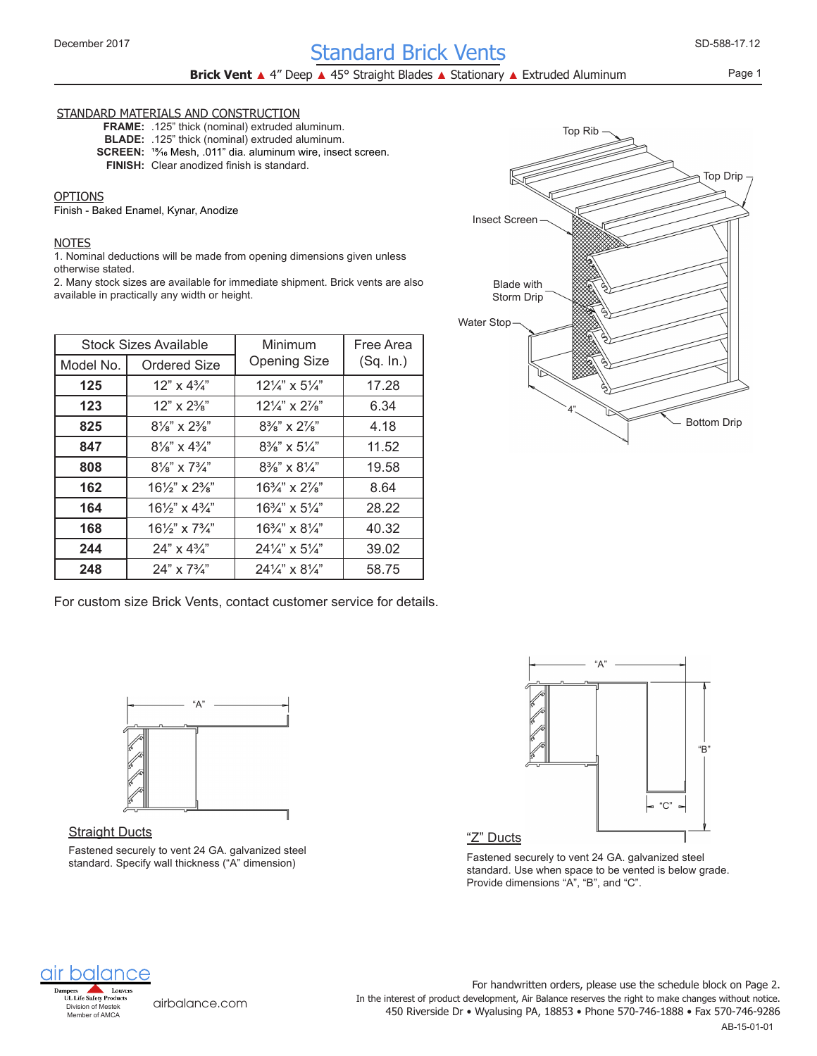# Standard Brick Vents

**Brick Vent** ▲ 4" Deep ▲ 45° Straight Blades ▲ Stationary ▲ Extruded Aluminum

December 2017

SD-588-17.12

## STANDARD MATERIALS AND CONSTRUCTION

**FRAME:** .125" thick (nominal) extruded aluminum.
**BLADE:** .125" thick (nominal) extruded aluminum.
**SCREEN:** 18⁄16 Mesh, .011" dia. aluminum wire, insect screen.
**FINISH:** Clear anodized finish is standard.

## OPTIONS

Finish - Baked Enamel, Kynar, Anodize

## NOTES

1. Nominal deductions will be made from opening dimensions given unless otherwise stated.
2. Many stock sizes are available for immediate shipment. Brick vents are also available in practically any width or height.

| Stock Sizes Available | | Minimum Opening Size | Free Area (Sq. In.) |
|---|---|---|---|
| Model No. | Ordered Size | | |
| **125** | 12" x 4¾" | 12¼" x 5¼" | 17.28 |
| **123** | 12" x 2⅜" | 12¼" x 2⅞" | 6.34 |
| **825** | 8⅛" x 2⅜" | 8⅜" x 2⅞" | 4.18 |
| **847** | 8⅛" x 4¾" | 8⅜" x 5¼" | 11.52 |
| **808** | 8⅛" x 7¾" | 8⅜" x 8¼" | 19.58 |
| **162** | 16½" x 2⅜" | 16¾" x 2⅞" | 8.64 |
| **164** | 16½" x 4¾" | 16¾" x 5¼" | 28.22 |
| **168** | 16½" x 7¾" | 16¾" x 8¼" | 40.32 |
| **244** | 24" x 4¾" | 24¼" x 5¼" | 39.02 |
| **248** | 24" x 7¾" | 24¼" x 8¼" | 58.75 |

For custom size Brick Vents, contact customer service for details.

Top Rib
Top Drip
Insect Screen
Blade with Storm Drip
Water Stop
4"
Bottom Drip

"A"

## Straight Ducts

Fastened securely to vent 24 GA. galvanized steel standard. Specify wall thickness ("A" dimension)

"A"
"B"
"C"

## "Z" Ducts

Fastened securely to vent 24 GA. galvanized steel standard. Use when space to be vented is below grade. Provide dimensions "A", "B", and "C".

air balance
Dampers Louvers
UL Life Safety Products
Division of Mestek
Member of AMCA

airbalance.com

For handwritten orders, please use the schedule block on Page 2.
In the interest of product development, Air Balance reserves the right to make changes without notice.
450 Riverside Dr • Wyalusing PA, 18853 • Phone 570-746-1888 • Fax 570-746-9286

AB-15-01-01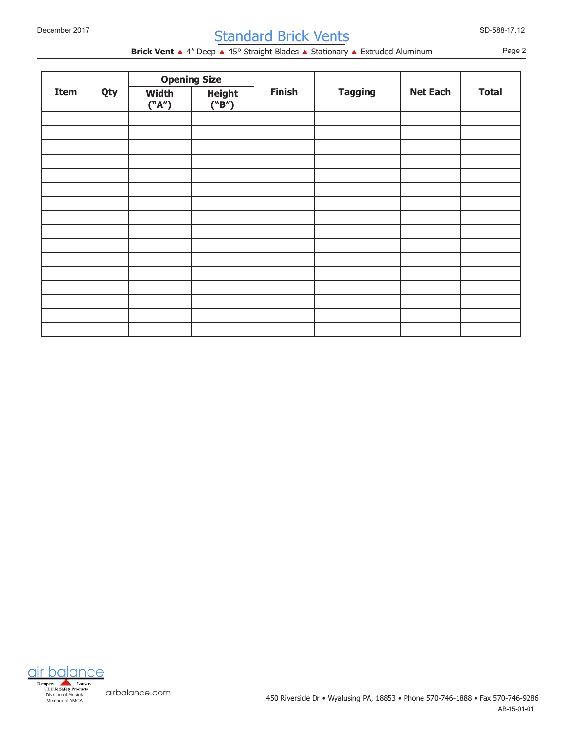# Standard Brick Vents

**Brick Vent** ▲ 4" Deep ▲ 45° Straight Blades ▲ Stationary ▲ Extruded Aluminum

| Item | Qty | Opening Size | | Finish | Tagging | Net Each | Total |
|---|---|---|---|---|---|---|---|
| | | Width ("A") | Height ("B") | | | | |
| | | | | | | | |
| | | | | | | | |
| | | | | | | | |
| | | | | | | | |
| | | | | | | | |
| | | | | | | | |
| | | | | | | | |
| | | | | | | | |
| | | | | | | | |
| | | | | | | | |
| | | | | | | | |
| | | | | | | | |
| | | | | | | | |
| | | | | | | | |
| | | | | | | | |
| | | | | | | | |

air balance
Dampers Louvers
UL Life Safety Products
Division of Mestek
Member of AMCA

airbalance.com

450 Riverside Dr • Wyalusing PA, 18853 • Phone 570-746-1888 • Fax 570-746-9286

AB-15-01-01